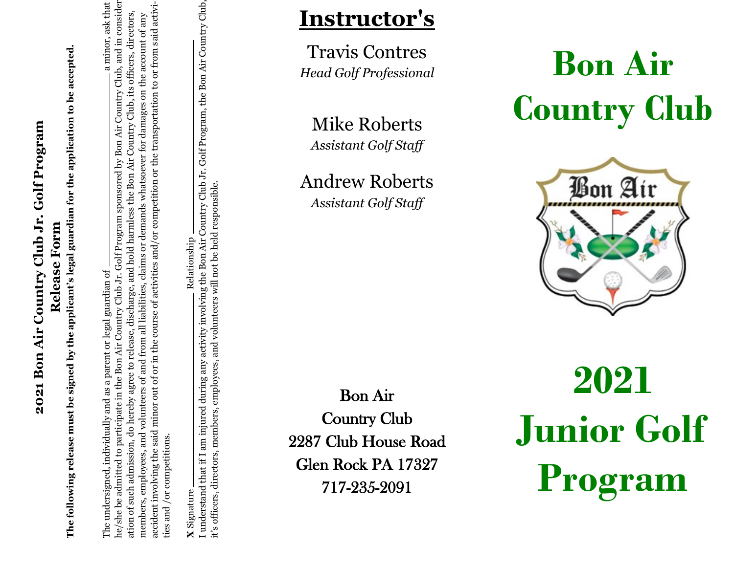## 2021 Bon Air Country Club Jr. Golf Program

## Release Form

**The following release must be signed by the applicant's legal guardian for the application to be accepted.**

The undersigned, individually and as a parent or legal guardian of \_\_\_\_\_\_\_\_\_\_\_\_\_\_\_\_\_\_\_\_ a minor, ask that he/she be admitted to participate in the Bon Air Country Club Jr. Golf Program sponsored by Bon Air Country Club, and in consideration of such admission, do hereby agree to release, discharge, and hold harmless the Bon Air Country Club, its officers, directors, members, employees, and volunteers of and from all liabilities, claims or demands whatsoever for damages on the account of any accident involving the said minor out of or in the course of activities and/or competition or the transportation to or from said activities and /or competitions.

**X** Signature \_\_\_\_\_\_\_\_\_\_\_\_\_\_\_\_\_\_\_\_ Relationship \_\_\_\_\_\_\_\_\_\_\_\_\_\_\_\_\_\_\_\_

I understand that if I am injured during any activity involving the Bon Air Country Club Jr. Golf Program, the Bon Air Country Club, it's officers, directors, members, employees, and volunteers will not be held responsible.

## Instructor's

Travis Contres
*Head Golf Professional*

Mike Roberts
*Assistant Golf Staff*

Andrew Roberts
*Assistant Golf Staff*

Bon Air
Country Club
2287 Club House Road
Glen Rock PA 17327
717-235-2091

# Bon Air Country Club

# 2021 Junior Golf Program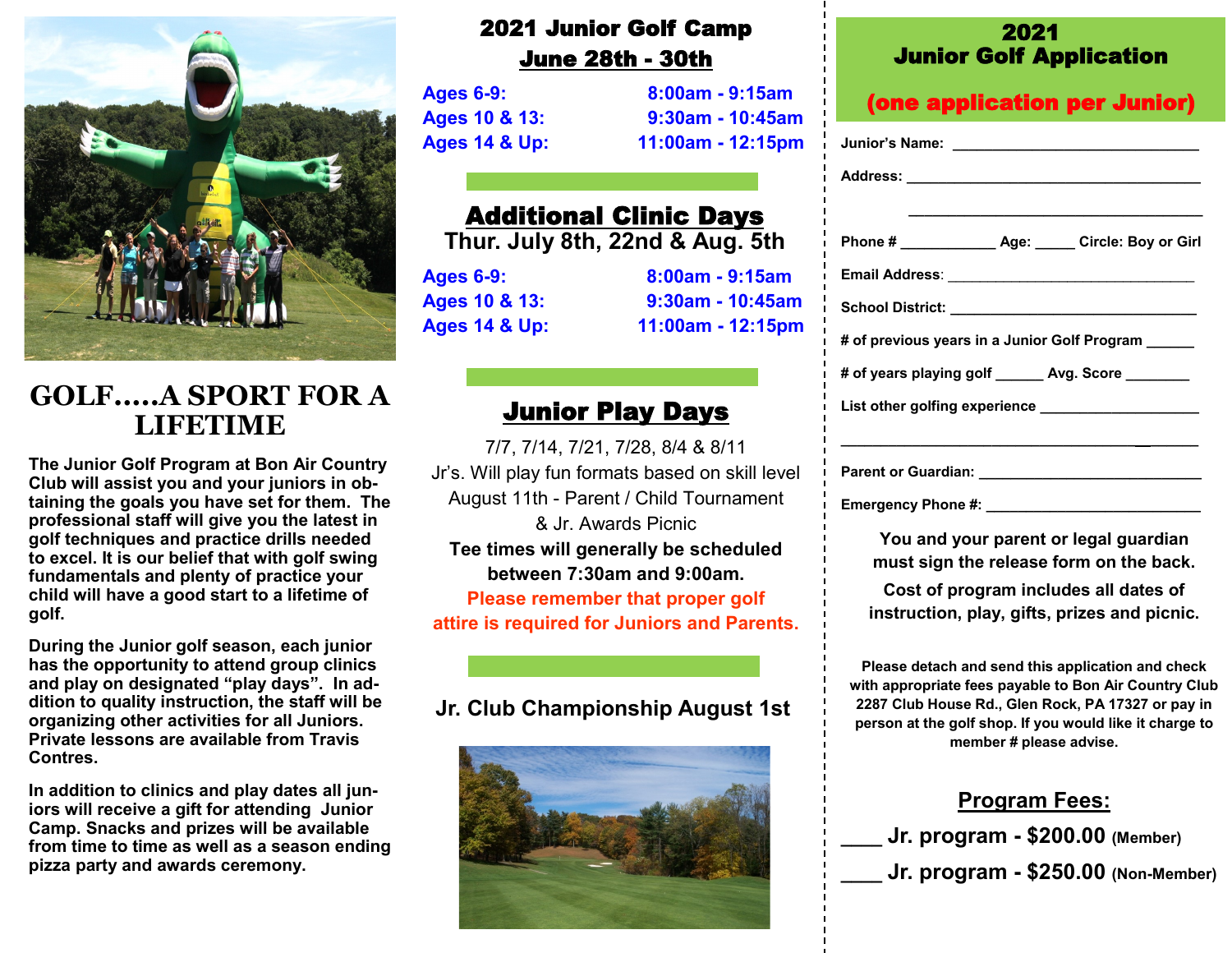# GOLF…..A SPORT FOR A LIFETIME

**The Junior Golf Program at Bon Air Country Club will assist you and your juniors in obtaining the goals you have set for them. The professional staff will give you the latest in golf techniques and practice drills needed to excel. It is our belief that with golf swing fundamentals and plenty of practice your child will have a good start to a lifetime of golf.**

**During the Junior golf season, each junior has the opportunity to attend group clinics and play on designated "play days". In addition to quality instruction, the staff will be organizing other activities for all Juniors. Private lessons are available from Travis Contres.**

**In addition to clinics and play dates all juniors will receive a gift for attending Junior Camp. Snacks and prizes will be available from time to time as well as a season ending pizza party and awards ceremony.**

## 2021 Junior Golf Camp
## June 28th - 30th

| | |
|---|---|
| Ages 6-9: | 8:00am - 9:15am |
| Ages 10 & 13: | 9:30am - 10:45am |
| Ages 14 & Up: | 11:00am - 12:15pm |

## Additional Clinic Days
**Thur. July 8th, 22nd & Aug. 5th**

| | |
|---|---|
| Ages 6-9: | 8:00am - 9:15am |
| Ages 10 & 13: | 9:30am - 10:45am |
| Ages 14 & Up: | 11:00am - 12:15pm |

## Junior Play Days

7/7, 7/14, 7/21, 7/28, 8/4 & 8/11
Jr's. Will play fun formats based on skill level
August 11th - Parent / Child Tournament
& Jr. Awards Picnic

**Tee times will generally be scheduled between 7:30am and 9:00am.**

**Please remember that proper golf attire is required for Juniors and Parents.**

**Jr. Club Championship August 1st**

## 2021 Junior Golf Application

**(one application per Junior)**

Junior's Name: ______________________________

Address: ____________________________________

____________________________________

Phone # ___________ Age: _____ Circle: Boy or Girl

Email Address: ______________________________

School District: ______________________________

# of previous years in a Junior Golf Program ______

# of years playing golf ______ Avg. Score ________

List other golfing experience ___________________

____________________________________________

Parent or Guardian: __________________________

Emergency Phone #: __________________________

**You and your parent or legal guardian must sign the release form on the back.**

**Cost of program includes all dates of instruction, play, gifts, prizes and picnic.**

**Please detach and send this application and check with appropriate fees payable to Bon Air Country Club 2287 Club House Rd., Glen Rock, PA 17327 or pay in person at the golf shop. If you would like it charge to member # please advise.**

### Program Fees:

____ **Jr. program - $200.00** (Member)

____ **Jr. program - $250.00** (Non-Member)